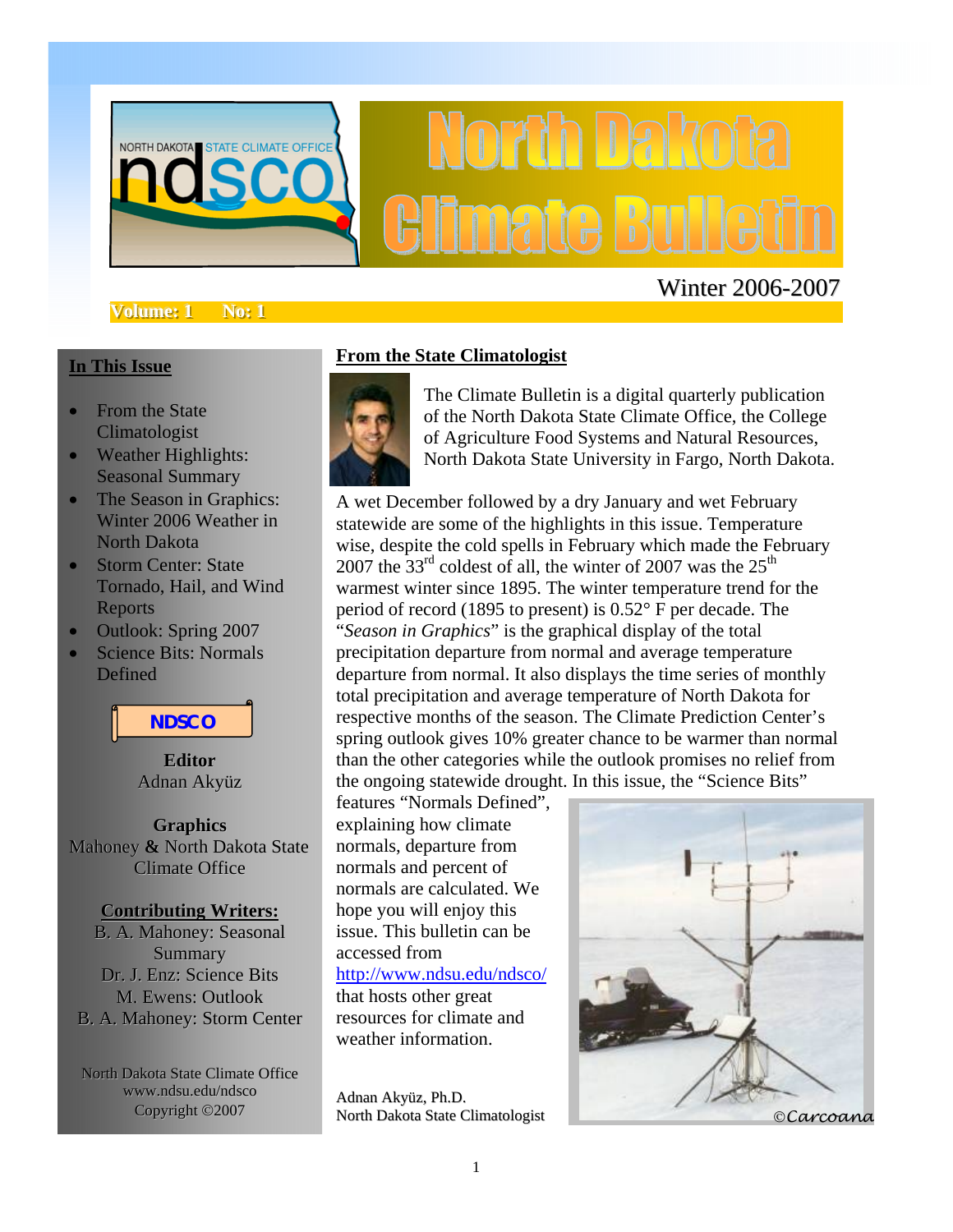# North Dakota Climate Bulletin

NORTH DAKOTA STATE CLIMATE OFFICE ndsco

Winter 2006-2007

**Volume: 1 No: 1**

## In This Issue

- From the State Climatologist
- Weather Highlights: Seasonal Summary
- The Season in Graphics: Winter 2006 Weather in North Dakota
- Storm Center: State Tornado, Hail, and Wind Reports
- Outlook: Spring 2007
- Science Bits: Normals Defined

**NDSCO**

**Editor**
Adnan Akyüz

**Graphics**
Mahoney & North Dakota State Climate Office

**Contributing Writers:**
B. A. Mahoney: Seasonal Summary
Dr. J. Enz: Science Bits
M. Ewens: Outlook
B. A. Mahoney: Storm Center

North Dakota State Climate Office
www.ndsu.edu/ndsco
Copyright ©2007

## From the State Climatologist

The Climate Bulletin is a digital quarterly publication of the North Dakota State Climate Office, the College of Agriculture Food Systems and Natural Resources, North Dakota State University in Fargo, North Dakota.

A wet December followed by a dry January and wet February statewide are some of the highlights in this issue. Temperature wise, despite the cold spells in February which made the February 2007 the 33rd coldest of all, the winter of 2007 was the 25th warmest winter since 1895. The winter temperature trend for the period of record (1895 to present) is 0.52° F per decade. The "*Season in Graphics*" is the graphical display of the total precipitation departure from normal and average temperature departure from normal. It also displays the time series of monthly total precipitation and average temperature of North Dakota for respective months of the season. The Climate Prediction Center's spring outlook gives 10% greater chance to be warmer than normal than the other categories while the outlook promises no relief from the ongoing statewide drought. In this issue, the "Science Bits" features "Normals Defined", explaining how climate normals, departure from normals and percent of normals are calculated. We hope you will enjoy this issue. This bulletin can be accessed from http://www.ndsu.edu/ndsco/ that hosts other great resources for climate and weather information.

Adnan Akyüz, Ph.D.
North Dakota State Climatologist

©Carcoana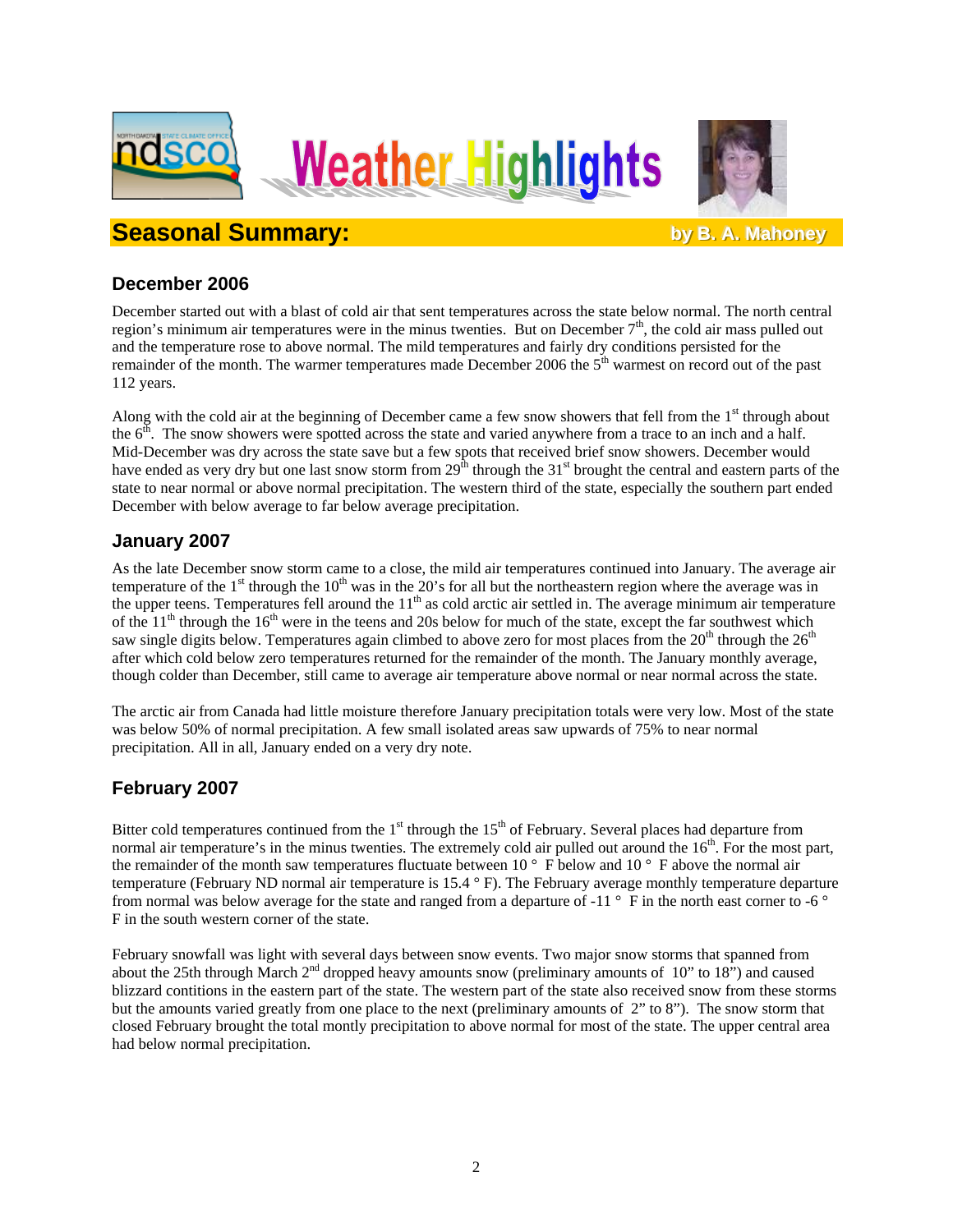# Weather Highlights

## Seasonal Summary:

**by B. A. Mahoney**

### December 2006

December started out with a blast of cold air that sent temperatures across the state below normal. The north central region's minimum air temperatures were in the minus twenties. But on December 7th, the cold air mass pulled out and the temperature rose to above normal. The mild temperatures and fairly dry conditions persisted for the remainder of the month. The warmer temperatures made December 2006 the 5th warmest on record out of the past 112 years.

Along with the cold air at the beginning of December came a few snow showers that fell from the 1st through about the 6th. The snow showers were spotted across the state and varied anywhere from a trace to an inch and a half. Mid-December was dry across the state save but a few spots that received brief snow showers. December would have ended as very dry but one last snow storm from 29th through the 31st brought the central and eastern parts of the state to near normal or above normal precipitation. The western third of the state, especially the southern part ended December with below average to far below average precipitation.

### January 2007

As the late December snow storm came to a close, the mild air temperatures continued into January. The average air temperature of the 1st through the 10th was in the 20's for all but the northeastern region where the average was in the upper teens. Temperatures fell around the 11th as cold arctic air settled in. The average minimum air temperature of the 11th through the 16th were in the teens and 20s below for much of the state, except the far southwest which saw single digits below. Temperatures again climbed to above zero for most places from the 20th through the 26th after which cold below zero temperatures returned for the remainder of the month. The January monthly average, though colder than December, still came to average air temperature above normal or near normal across the state.

The arctic air from Canada had little moisture therefore January precipitation totals were very low. Most of the state was below 50% of normal precipitation. A few small isolated areas saw upwards of 75% to near normal precipitation. All in all, January ended on a very dry note.

### February 2007

Bitter cold temperatures continued from the 1st through the 15th of February. Several places had departure from normal air temperature's in the minus twenties. The extremely cold air pulled out around the 16th. For the most part, the remainder of the month saw temperatures fluctuate between 10 ° F below and 10 ° F above the normal air temperature (February ND normal air temperature is 15.4 ° F). The February average monthly temperature departure from normal was below average for the state and ranged from a departure of -11 ° F in the north east corner to -6 ° F in the south western corner of the state.

February snowfall was light with several days between snow events. Two major snow storms that spanned from about the 25th through March 2nd dropped heavy amounts snow (preliminary amounts of 10" to 18") and caused blizzard contitions in the eastern part of the state. The western part of the state also received snow from these storms but the amounts varied greatly from one place to the next (preliminary amounts of 2" to 8"). The snow storm that closed February brought the total montly precipitation to above normal for most of the state. The upper central area had below normal precipitation.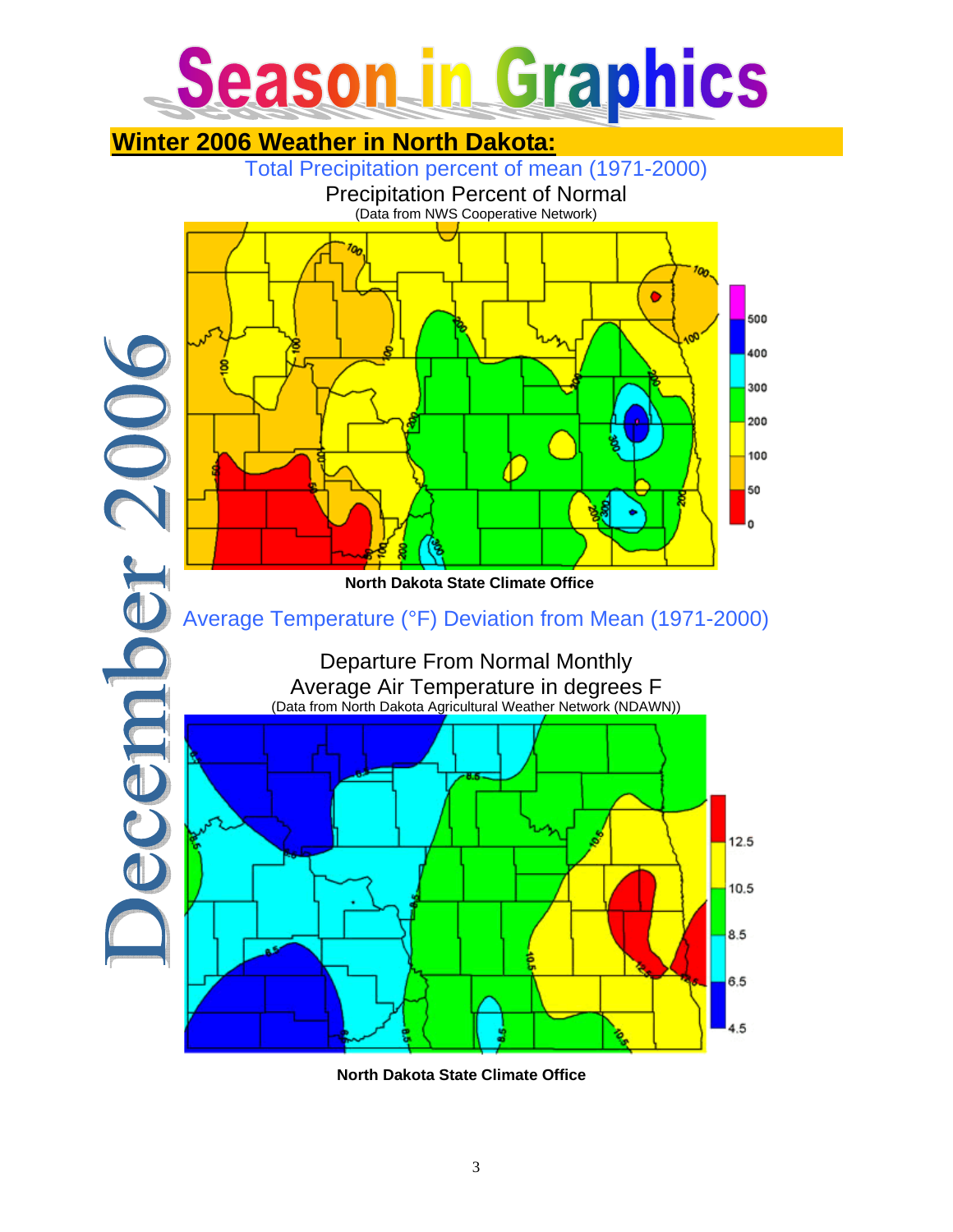# Season in Graphics

## Winter 2006 Weather in North Dakota:

December 2006

Total Precipitation percent of mean (1971-2000)

Precipitation Percent of Normal
(Data from NWS Cooperative Network)

**North Dakota State Climate Office**

Average Temperature (°F) Deviation from Mean (1971-2000)

Departure From Normal Monthly
Average Air Temperature in degrees F
(Data from North Dakota Agricultural Weather Network (NDAWN))

**North Dakota State Climate Office**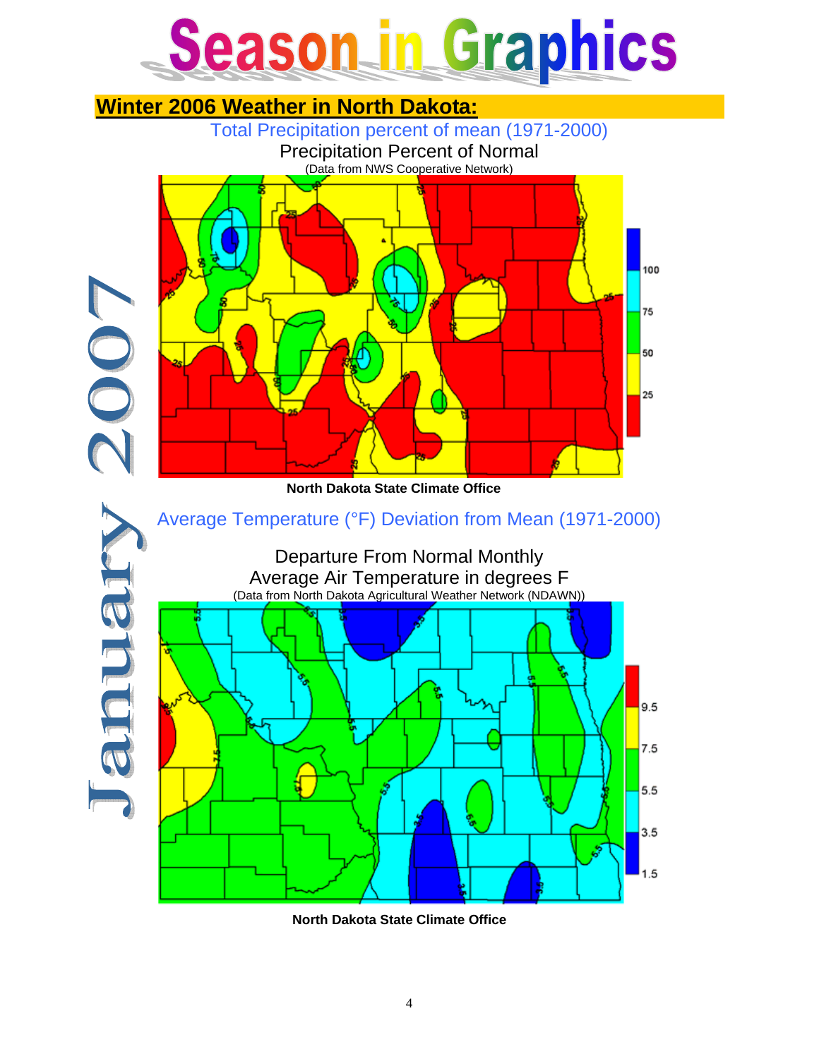# Season in Graphics

## Winter 2006 Weather in North Dakota:

January 2007

Total Precipitation percent of mean (1971-2000)

Precipitation Percent of Normal
(Data from NWS Cooperative Network)

North Dakota State Climate Office

Average Temperature (°F) Deviation from Mean (1971-2000)

Departure From Normal Monthly Average Air Temperature in degrees F
(Data from North Dakota Agricultural Weather Network (NDAWN))

North Dakota State Climate Office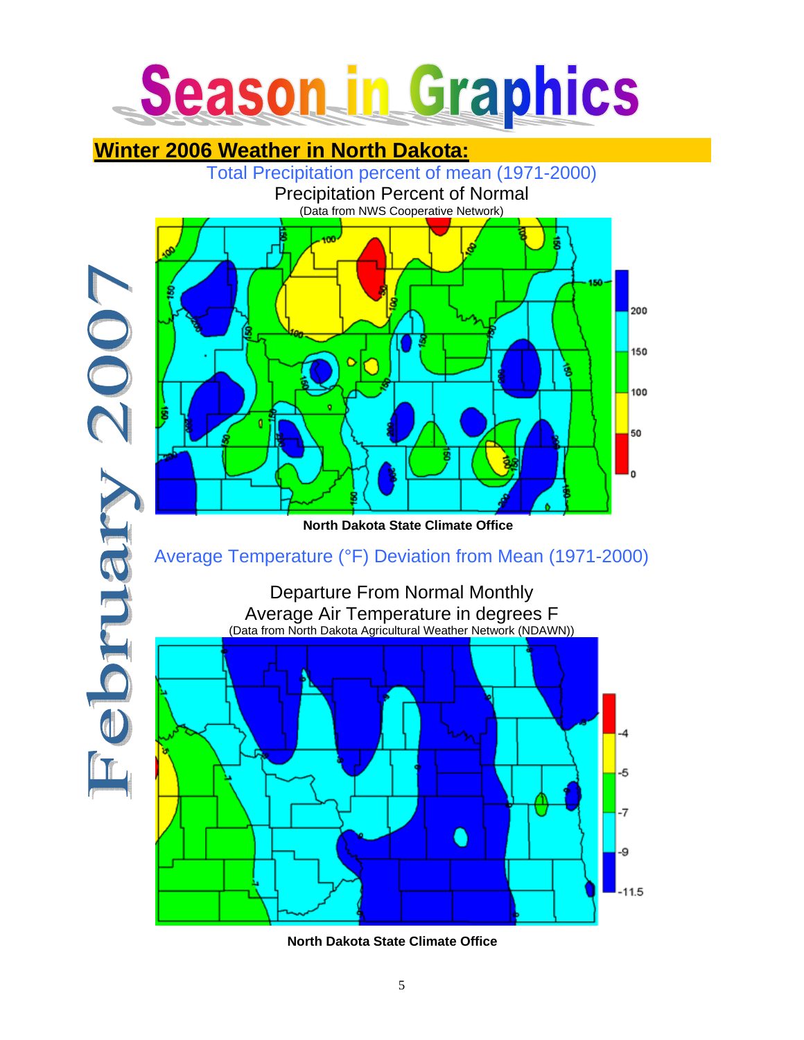# Season in Graphics

## Winter 2006 Weather in North Dakota:

Total Precipitation percent of mean (1971-2000)

Precipitation Percent of Normal

(Data from NWS Cooperative Network)

**North Dakota State Climate Office**

Average Temperature (°F) Deviation from Mean (1971-2000)

Departure From Normal Monthly
Average Air Temperature in degrees F

(Data from North Dakota Agricultural Weather Network (NDAWN))

**North Dakota State Climate Office**

February 2007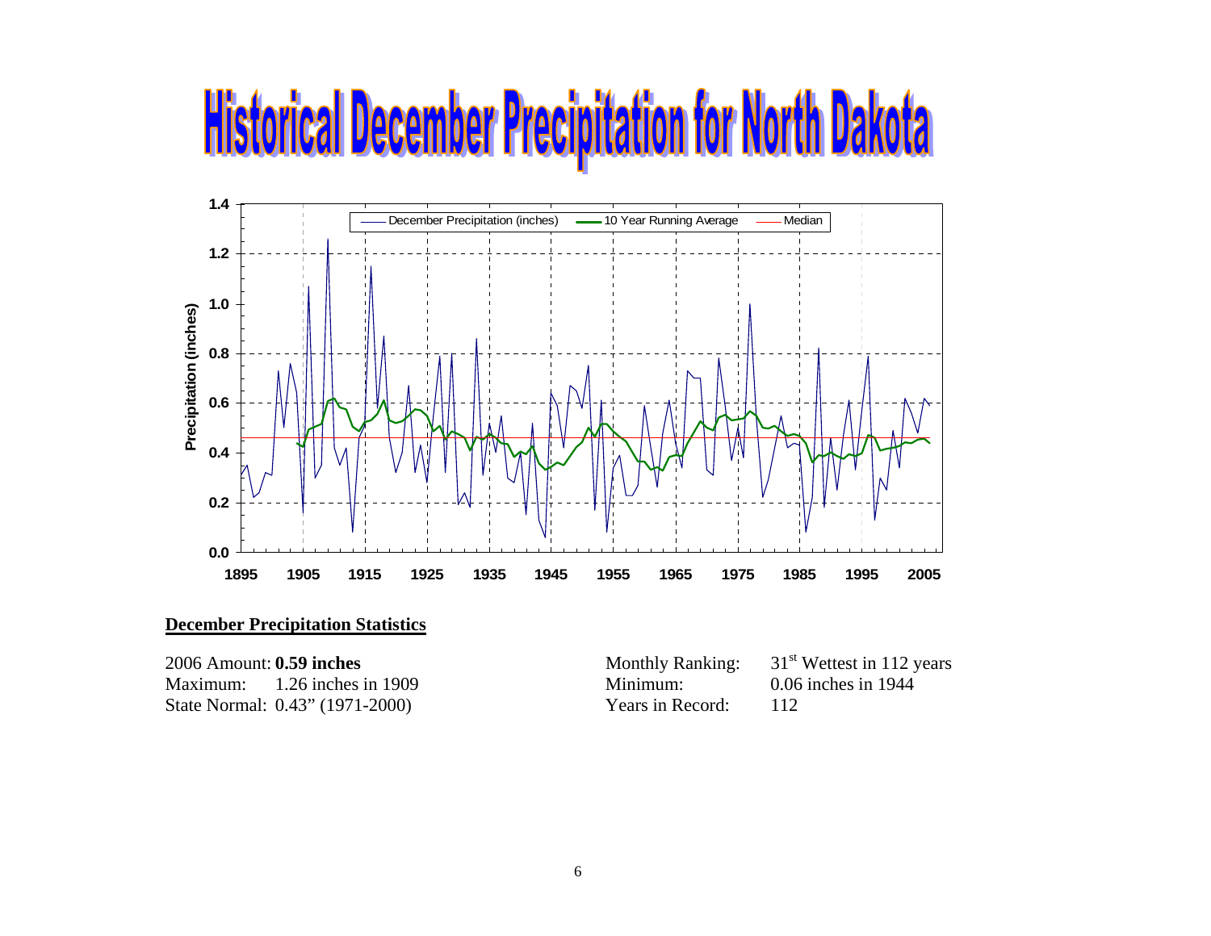# Historical December Precipitation for North Dakota

**December Precipitation Statistics**

| | | | |
|---|---|---|---|
| 2006 Amount: | **0.59 inches** | Monthly Ranking: | 31st Wettest in 112 years |
| Maximum: | 1.26 inches in 1909 | Minimum: | 0.06 inches in 1944 |
| State Normal: | 0.43" (1971-2000) | Years in Record: | 112 |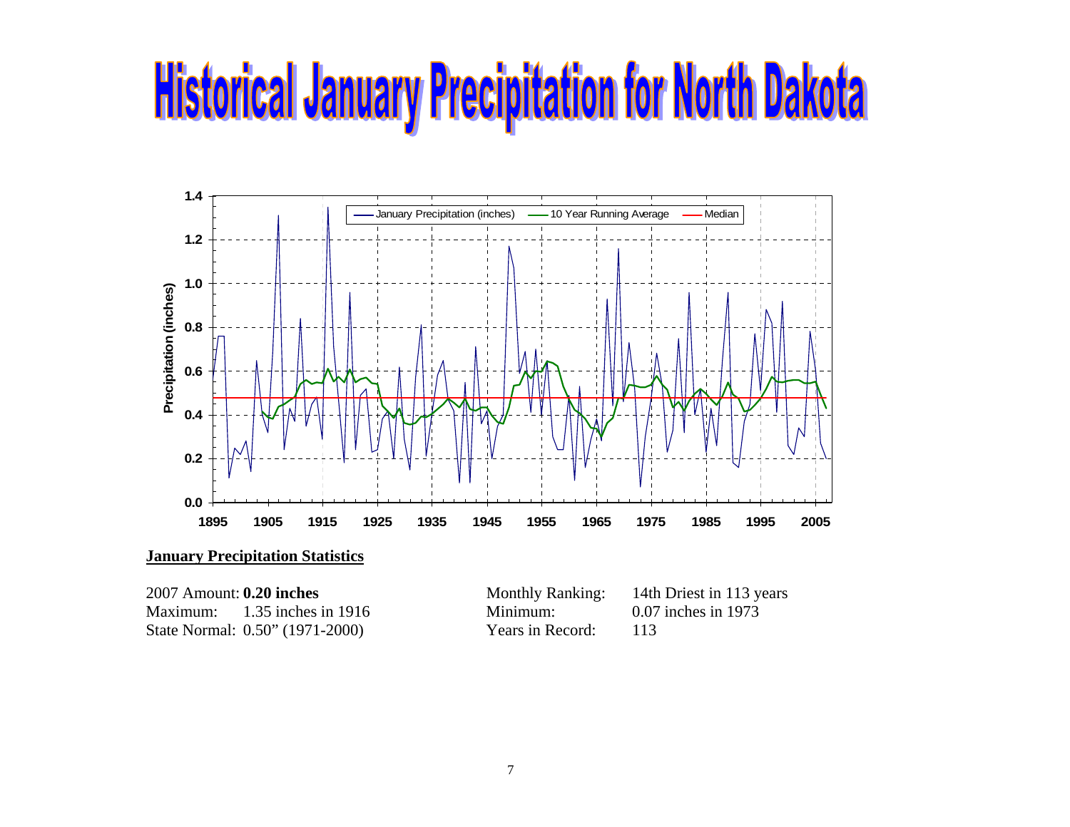# Historical January Precipitation for North Dakota

**January Precipitation Statistics**

| | | | |
|---|---|---|---|
| 2007 Amount: | **0.20 inches** | Monthly Ranking: | 14th Driest in 113 years |
| Maximum: | 1.35 inches in 1916 | Minimum: | 0.07 inches in 1973 |
| State Normal: | 0.50" (1971-2000) | Years in Record: | 113 |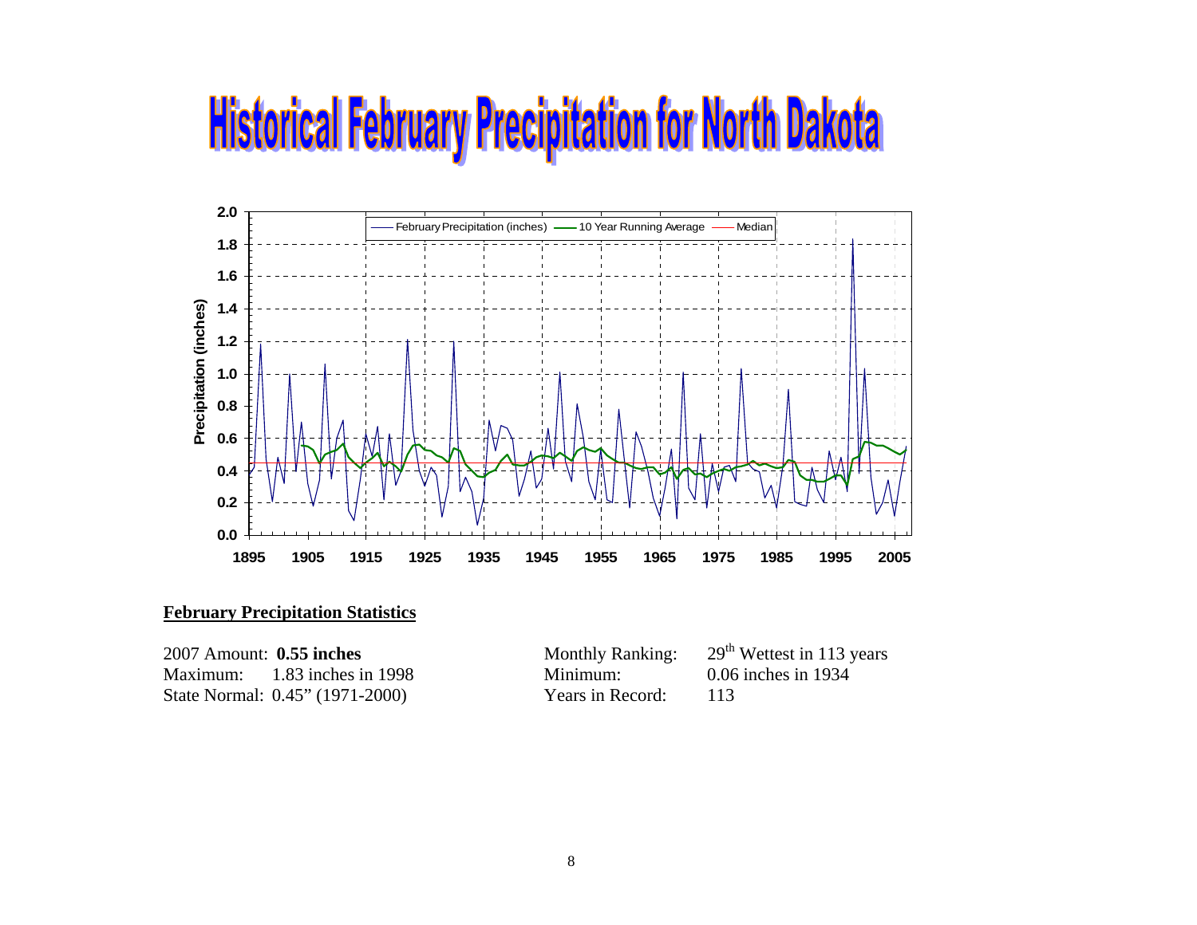# Historical February Precipitation for North Dakota

**February Precipitation Statistics**

| | | | |
|---|---|---|---|
| 2007 Amount: | **0.55 inches** | Monthly Ranking: | 29th Wettest in 113 years |
| Maximum: | 1.83 inches in 1998 | Minimum: | 0.06 inches in 1934 |
| State Normal: | 0.45" (1971-2000) | Years in Record: | 113 |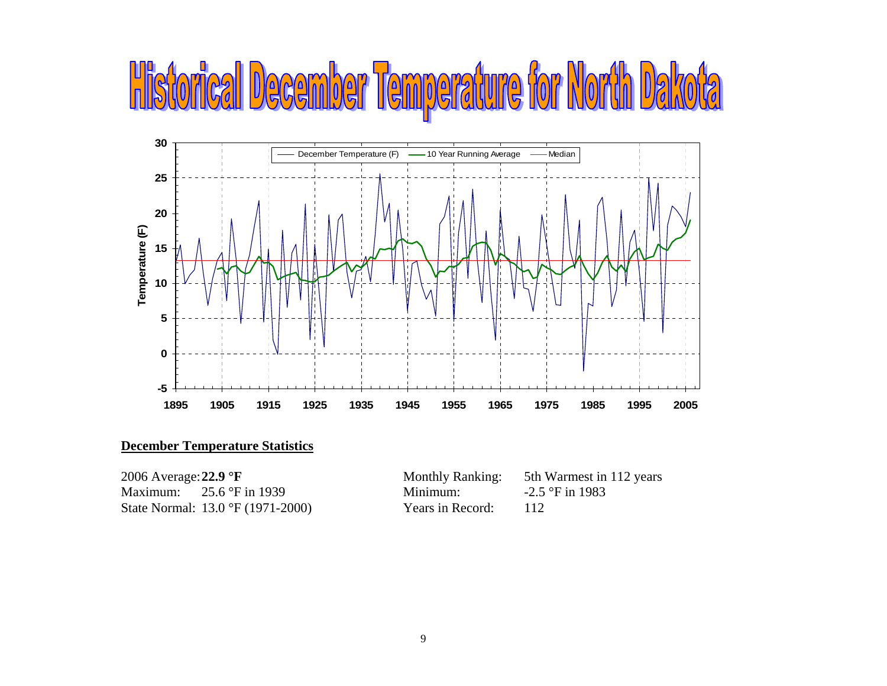# Historical December Temperature for North Dakota

**December Temperature Statistics**

| | | | |
|---|---|---|---|
| 2006 Average: | **22.9 °F** | Monthly Ranking: | 5th Warmest in 112 years |
| Maximum: | 25.6 °F in 1939 | Minimum: | -2.5 °F in 1983 |
| State Normal: | 13.0 °F (1971-2000) | Years in Record: | 112 |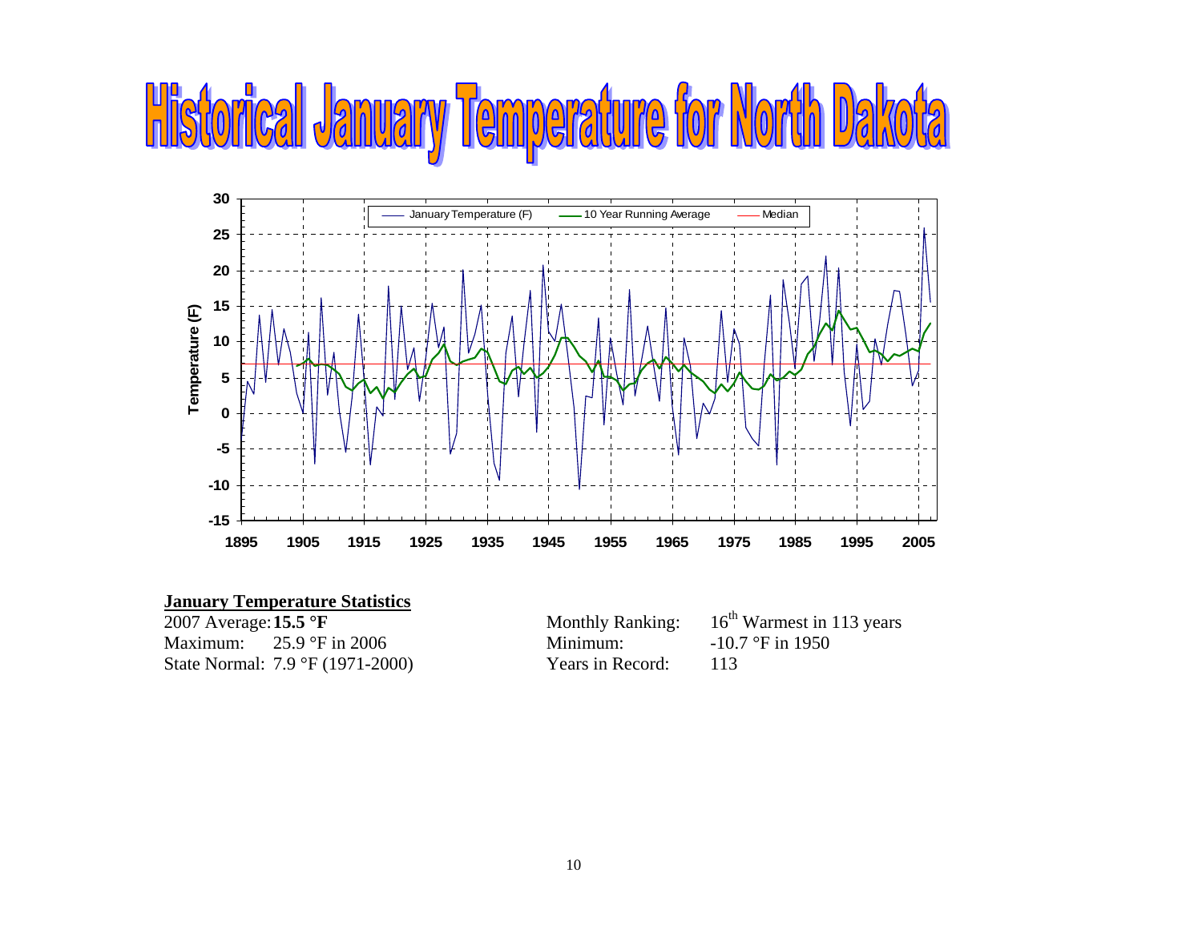# Historical January Temperature for North Dakota

**January Temperature Statistics**

| | | | |
|---|---|---|---|
| 2007 Average: | **15.5 °F** | Monthly Ranking: | 16th Warmest in 113 years |
| Maximum: | 25.9 °F in 2006 | Minimum: | -10.7 °F in 1950 |
| State Normal: | 7.9 °F (1971-2000) | Years in Record: | 113 |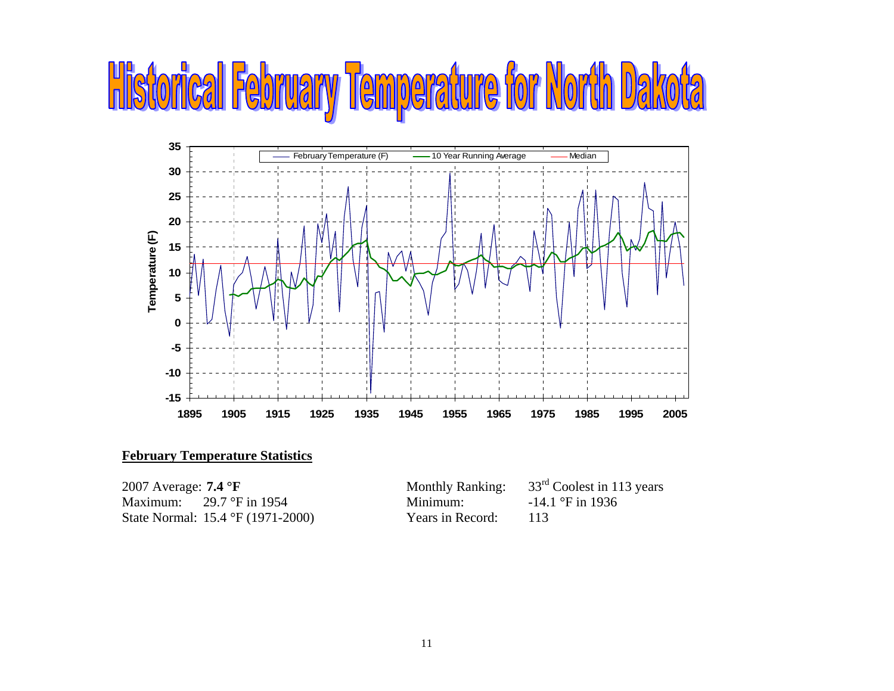# Historical February Temperature for North Dakota

## February Temperature Statistics

| | | | |
|---|---|---|---|
| 2007 Average: | **7.4 °F** | Monthly Ranking: | 33rd Coolest in 113 years |
| Maximum: | 29.7 °F in 1954 | Minimum: | -14.1 °F in 1936 |
| State Normal: | 15.4 °F (1971-2000) | Years in Record: | 113 |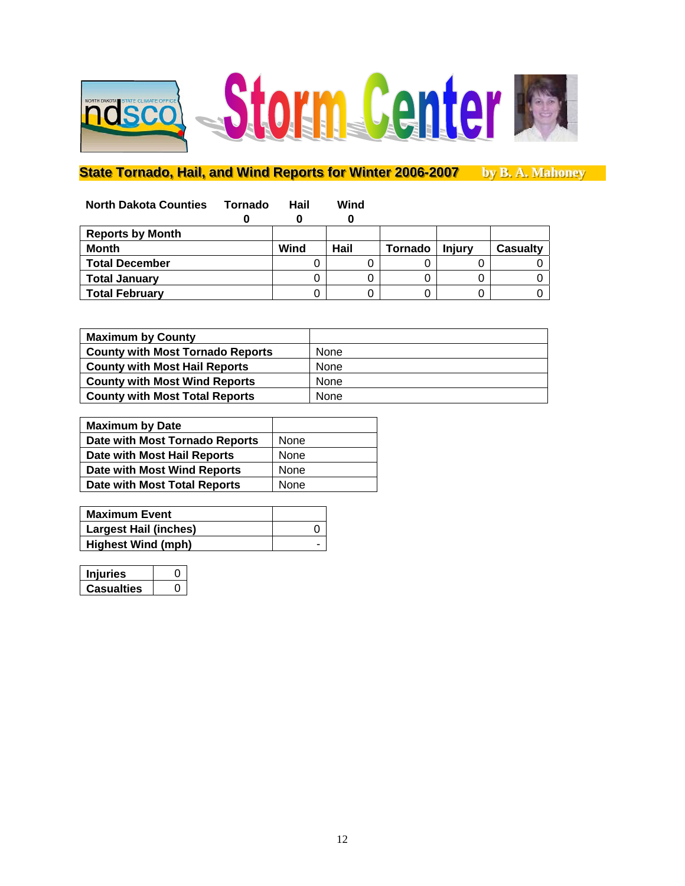# Storm Center

## State Tornado, Hail, and Wind Reports for Winter 2006-2007

**by B. A. Mahoney**

| North Dakota Counties | Tornado | Hail | Wind |
|---|---|---|---|
| | **0** | **0** | **0** |

| Reports by Month | | | | | |
|---|---|---|---|---|---|
| **Month** | **Wind** | **Hail** | **Tornado** | **Injury** | **Casualty** |
| **Total December** | 0 | 0 | 0 | 0 | 0 |
| **Total January** | 0 | 0 | 0 | 0 | 0 |
| **Total February** | 0 | 0 | 0 | 0 | 0 |

| Maximum by County | |
|---|---|
| **County with Most Tornado Reports** | None |
| **County with Most Hail Reports** | None |
| **County with Most Wind Reports** | None |
| **County with Most Total Reports** | None |

| Maximum by Date | |
|---|---|
| **Date with Most Tornado Reports** | None |
| **Date with Most Hail Reports** | None |
| **Date with Most Wind Reports** | None |
| **Date with Most Total Reports** | None |

| Maximum Event | |
|---|---|
| **Largest Hail (inches)** | 0 |
| **Highest Wind (mph)** | - |

| | |
|---|---|
| **Injuries** | 0 |
| **Casualties** | 0 |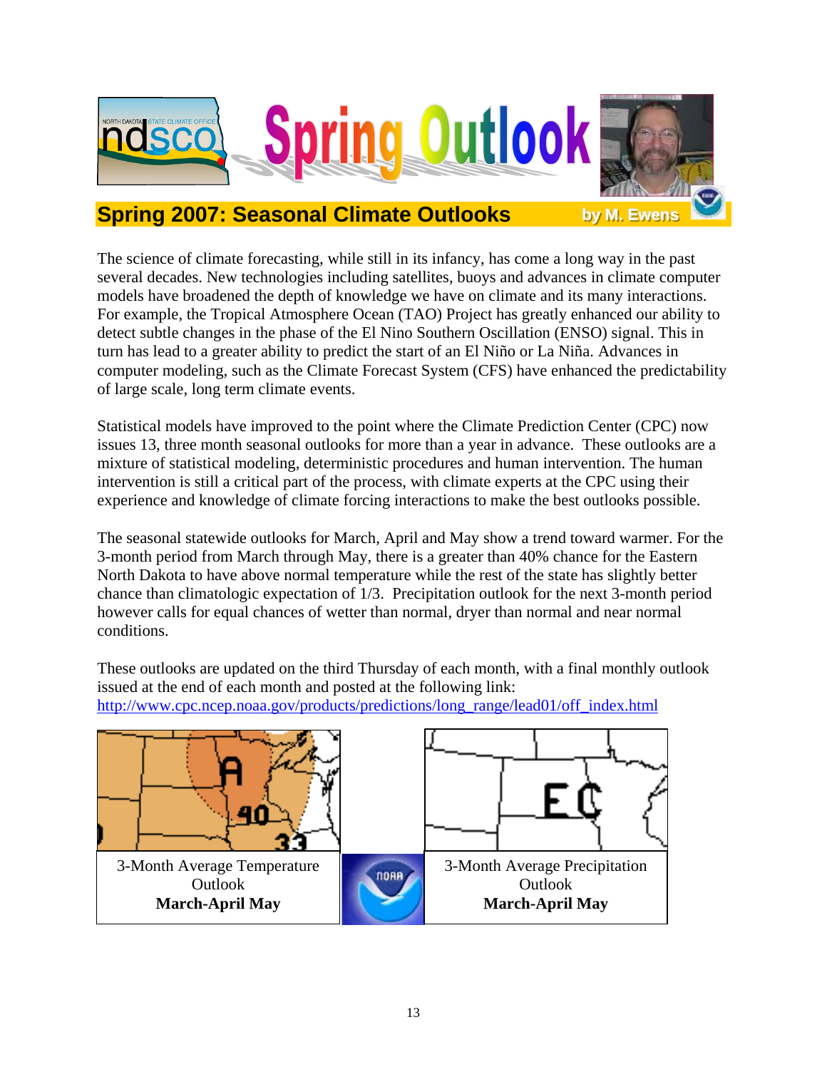# Spring Outlook

## Spring 2007: Seasonal Climate Outlooks

**by M. Ewens**

The science of climate forecasting, while still in its infancy, has come a long way in the past several decades. New technologies including satellites, buoys and advances in climate computer models have broadened the depth of knowledge we have on climate and its many interactions. For example, the Tropical Atmosphere Ocean (TAO) Project has greatly enhanced our ability to detect subtle changes in the phase of the El Nino Southern Oscillation (ENSO) signal. This in turn has lead to a greater ability to predict the start of an El Niño or La Niña. Advances in computer modeling, such as the Climate Forecast System (CFS) have enhanced the predictability of large scale, long term climate events.

Statistical models have improved to the point where the Climate Prediction Center (CPC) now issues 13, three month seasonal outlooks for more than a year in advance. These outlooks are a mixture of statistical modeling, deterministic procedures and human intervention. The human intervention is still a critical part of the process, with climate experts at the CPC using their experience and knowledge of climate forcing interactions to make the best outlooks possible.

The seasonal statewide outlooks for March, April and May show a trend toward warmer. For the 3-month period from March through May, there is a greater than 40% chance for the Eastern North Dakota to have above normal temperature while the rest of the state has slightly better chance than climatologic expectation of 1/3. Precipitation outlook for the next 3-month period however calls for equal chances of wetter than normal, dryer than normal and near normal conditions.

These outlooks are updated on the third Thursday of each month, with a final monthly outlook issued at the end of each month and posted at the following link: http://www.cpc.ncep.noaa.gov/products/predictions/long_range/lead01/off_index.html

3-Month Average Temperature Outlook **March-April May**

3-Month Average Precipitation Outlook **March-April May**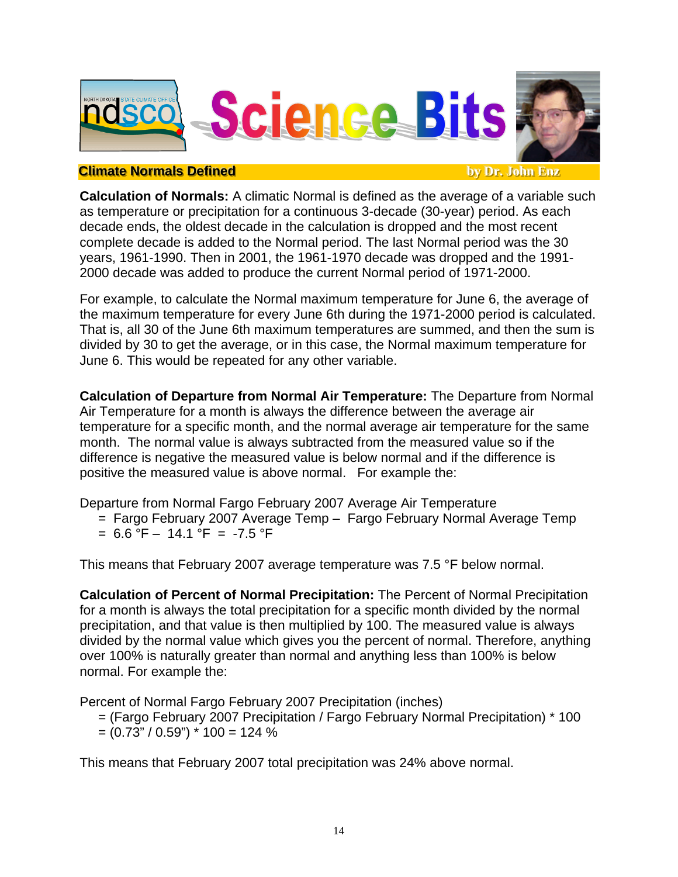# Science Bits

**Climate Normals Defined** by Dr. John Enz

**Calculation of Normals:** A climatic Normal is defined as the average of a variable such as temperature or precipitation for a continuous 3-decade (30-year) period. As each decade ends, the oldest decade in the calculation is dropped and the most recent complete decade is added to the Normal period. The last Normal period was the 30 years, 1961-1990. Then in 2001, the 1961-1970 decade was dropped and the 1991-2000 decade was added to produce the current Normal period of 1971-2000.

For example, to calculate the Normal maximum temperature for June 6, the average of the maximum temperature for every June 6th during the 1971-2000 period is calculated. That is, all 30 of the June 6th maximum temperatures are summed, and then the sum is divided by 30 to get the average, or in this case, the Normal maximum temperature for June 6. This would be repeated for any other variable.

**Calculation of Departure from Normal Air Temperature:** The Departure from Normal Air Temperature for a month is always the difference between the average air temperature for a specific month, and the normal average air temperature for the same month. The normal value is always subtracted from the measured value so if the difference is negative the measured value is below normal and if the difference is positive the measured value is above normal. For example the:

Departure from Normal Fargo February 2007 Average Air Temperature
= Fargo February 2007 Average Temp – Fargo February Normal Average Temp
= 6.6 °F – 14.1 °F = -7.5 °F

This means that February 2007 average temperature was 7.5 °F below normal.

**Calculation of Percent of Normal Precipitation:** The Percent of Normal Precipitation for a month is always the total precipitation for a specific month divided by the normal precipitation, and that value is then multiplied by 100. The measured value is always divided by the normal value which gives you the percent of normal. Therefore, anything over 100% is naturally greater than normal and anything less than 100% is below normal. For example the:

Percent of Normal Fargo February 2007 Precipitation (inches)
= (Fargo February 2007 Precipitation / Fargo February Normal Precipitation) * 100
= (0.73" / 0.59") * 100 = 124 %

This means that February 2007 total precipitation was 24% above normal.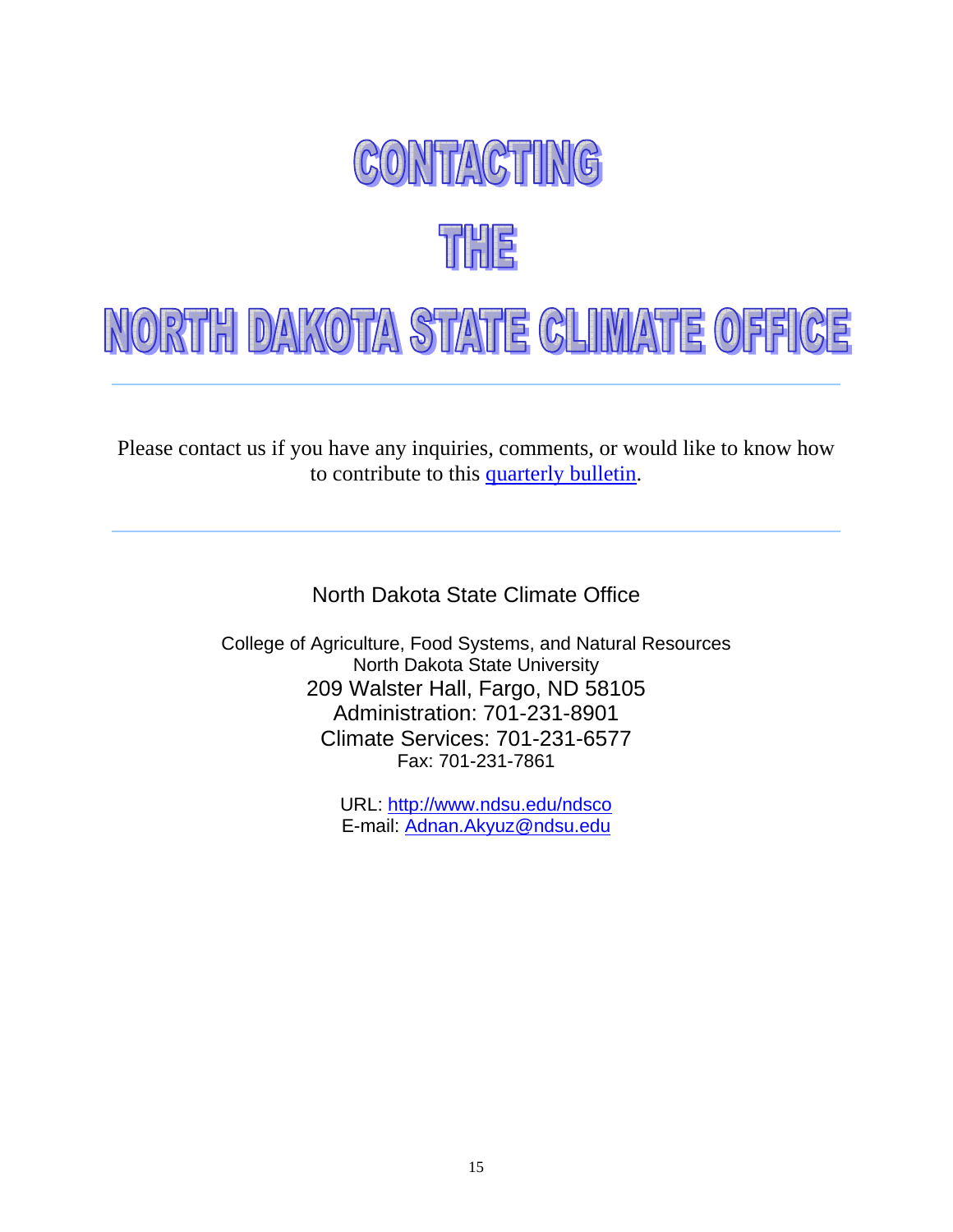# CONTACTING THE NORTH DAKOTA STATE CLIMATE OFFICE

---

Please contact us if you have any inquiries, comments, or would like to know how to contribute to this quarterly bulletin.

---

North Dakota State Climate Office

College of Agriculture, Food Systems, and Natural Resources
North Dakota State University
209 Walster Hall, Fargo, ND 58105
Administration: 701-231-8901
Climate Services: 701-231-6577
Fax: 701-231-7861

URL: http://www.ndsu.edu/ndsco
E-mail: Adnan.Akyuz@ndsu.edu